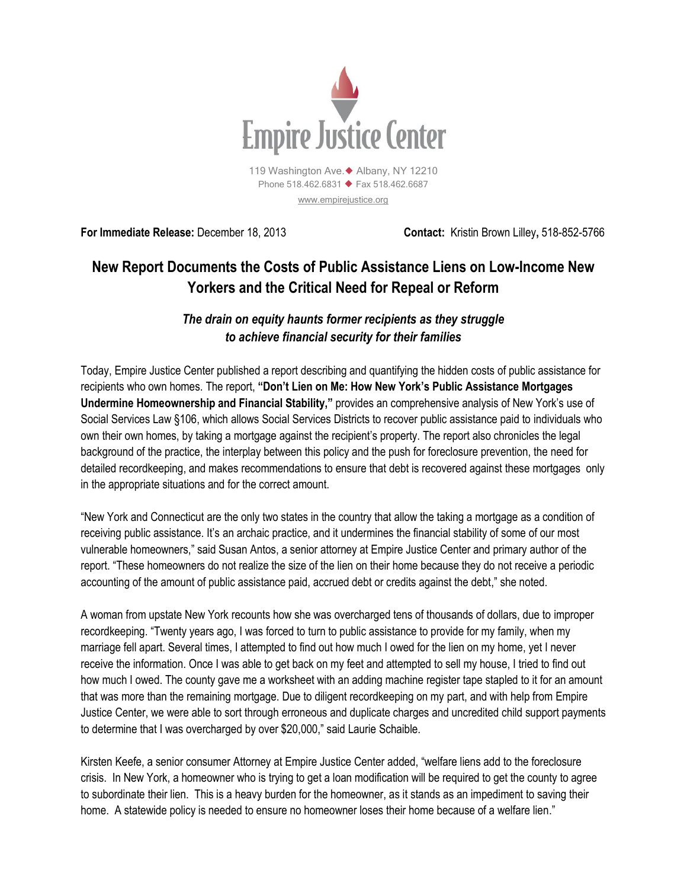**Empire Justice Center**

119 Washington Ave. ◆ Albany, NY 12210
Phone 518.462.6831 ◆ Fax 518.462.6687
www.empirejustice.org

**For Immediate Release:** December 18, 2013 **Contact:** Kristin Brown Lilley**,** 518-852-5766

# New Report Documents the Costs of Public Assistance Liens on Low-Income New Yorkers and the Critical Need for Repeal or Reform

### *The drain on equity haunts former recipients as they struggle to achieve financial security for their families*

Today, Empire Justice Center published a report describing and quantifying the hidden costs of public assistance for recipients who own homes. The report, **"Don't Lien on Me: How New York's Public Assistance Mortgages Undermine Homeownership and Financial Stability,"** provides an comprehensive analysis of New York's use of Social Services Law §106, which allows Social Services Districts to recover public assistance paid to individuals who own their own homes, by taking a mortgage against the recipient's property. The report also chronicles the legal background of the practice, the interplay between this policy and the push for foreclosure prevention, the need for detailed recordkeeping, and makes recommendations to ensure that debt is recovered against these mortgages only in the appropriate situations and for the correct amount.

"New York and Connecticut are the only two states in the country that allow the taking a mortgage as a condition of receiving public assistance. It's an archaic practice, and it undermines the financial stability of some of our most vulnerable homeowners," said Susan Antos, a senior attorney at Empire Justice Center and primary author of the report. "These homeowners do not realize the size of the lien on their home because they do not receive a periodic accounting of the amount of public assistance paid, accrued debt or credits against the debt," she noted.

A woman from upstate New York recounts how she was overcharged tens of thousands of dollars, due to improper recordkeeping. "Twenty years ago, I was forced to turn to public assistance to provide for my family, when my marriage fell apart. Several times, I attempted to find out how much I owed for the lien on my home, yet I never receive the information. Once I was able to get back on my feet and attempted to sell my house, I tried to find out how much I owed. The county gave me a worksheet with an adding machine register tape stapled to it for an amount that was more than the remaining mortgage. Due to diligent recordkeeping on my part, and with help from Empire Justice Center, we were able to sort through erroneous and duplicate charges and uncredited child support payments to determine that I was overcharged by over $20,000," said Laurie Schaible.

Kirsten Keefe, a senior consumer Attorney at Empire Justice Center added, "welfare liens add to the foreclosure crisis. In New York, a homeowner who is trying to get a loan modification will be required to get the county to agree to subordinate their lien. This is a heavy burden for the homeowner, as it stands as an impediment to saving their home. A statewide policy is needed to ensure no homeowner loses their home because of a welfare lien."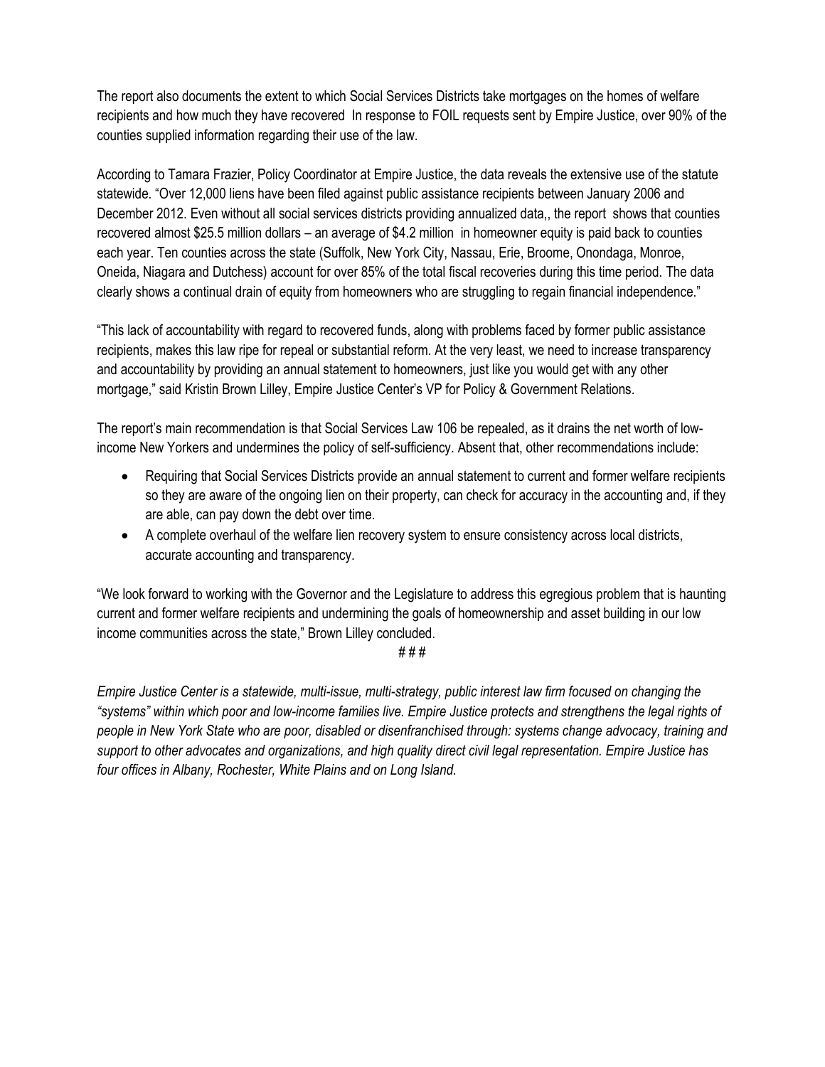The report also documents the extent to which Social Services Districts take mortgages on the homes of welfare recipients and how much they have recovered  In response to FOIL requests sent by Empire Justice, over 90% of the counties supplied information regarding their use of the law.

According to Tamara Frazier, Policy Coordinator at Empire Justice, the data reveals the extensive use of the statute statewide. "Over 12,000 liens have been filed against public assistance recipients between January 2006 and December 2012. Even without all social services districts providing annualized data,, the report  shows that counties recovered almost $25.5 million dollars – an average of $4.2 million  in homeowner equity is paid back to counties each year. Ten counties across the state (Suffolk, New York City, Nassau, Erie, Broome, Onondaga, Monroe, Oneida, Niagara and Dutchess) account for over 85% of the total fiscal recoveries during this time period. The data clearly shows a continual drain of equity from homeowners who are struggling to regain financial independence."

"This lack of accountability with regard to recovered funds, along with problems faced by former public assistance recipients, makes this law ripe for repeal or substantial reform. At the very least, we need to increase transparency and accountability by providing an annual statement to homeowners, just like you would get with any other mortgage," said Kristin Brown Lilley, Empire Justice Center's VP for Policy & Government Relations.

The report's main recommendation is that Social Services Law 106 be repealed, as it drains the net worth of low-income New Yorkers and undermines the policy of self-sufficiency. Absent that, other recommendations include:

- Requiring that Social Services Districts provide an annual statement to current and former welfare recipients so they are aware of the ongoing lien on their property, can check for accuracy in the accounting and, if they are able, can pay down the debt over time.
- A complete overhaul of the welfare lien recovery system to ensure consistency across local districts, accurate accounting and transparency.

"We look forward to working with the Governor and the Legislature to address this egregious problem that is haunting current and former welfare recipients and undermining the goals of homeownership and asset building in our low income communities across the state," Brown Lilley concluded.

# # #

*Empire Justice Center is a statewide, multi-issue, multi-strategy, public interest law firm focused on changing the "systems" within which poor and low-income families live. Empire Justice protects and strengthens the legal rights of people in New York State who are poor, disabled or disenfranchised through: systems change advocacy, training and support to other advocates and organizations, and high quality direct civil legal representation. Empire Justice has four offices in Albany, Rochester, White Plains and on Long Island.*